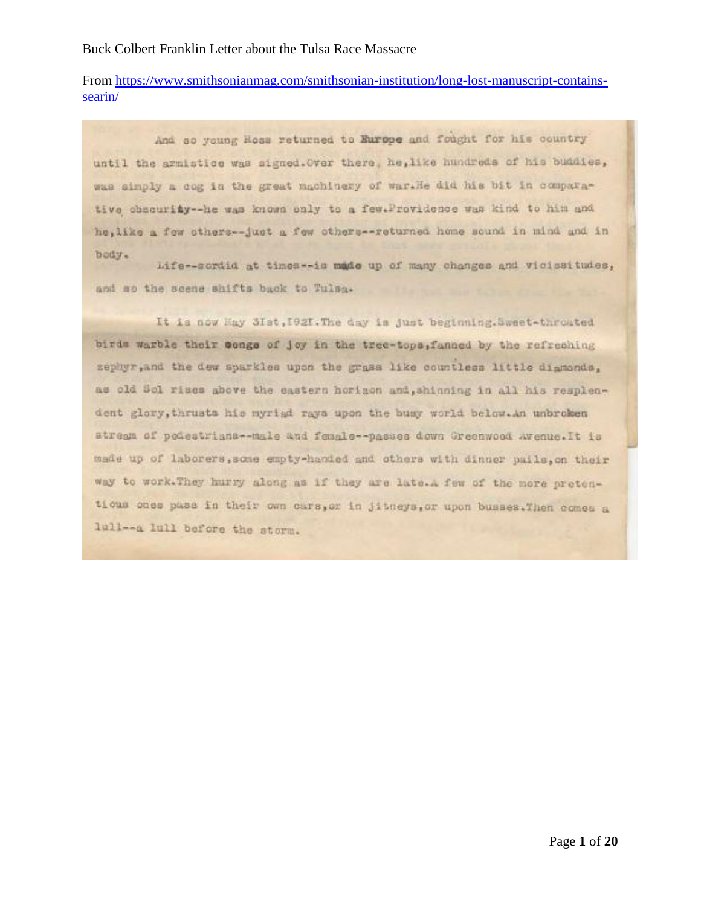Buck Colbert Franklin Letter about the Tulsa Race Massacre

From https://www.smithsonianmag.com/smithsonian-institution/long-lost-manuscript-contains-searin/

And so young Ross returned to **Europe** and fought for his country until the armistice was signed.Over there, he,like hundreds of his buddies, was simply a cog in the great machinery of war.He did his bit in comparative obscurity--he was known only to a few.Providence was kind to him and he,like a few others--just a few others--returned home sound in mind and in body.

Life--sordid at times--is made up of many changes and vicissitudes, and so the scene shifts back to Tulsa.

It is now May 31st,1921.The day is just beginning.Sweet-throated birds warble their songs of joy in the tree-tops,fanned by the refreshing zephyr,and the dew sparkles upon the grass like countless little diamonds, as old Sol rises above the eastern horizon and,shinning in all his resplendent glory,thrusts his myriad rays upon the busy world below.An unbroken stream of pedestrians--male and female--passes down Greenwood Avenue.It is made up of laborers,some empty-handed and others with dinner pails,on their way to work.They hurry along as if they are late.A few of the more pretentious ones pass in their own cars,or in jitneys,or upon busses.Then comes a lull--a lull before the storm.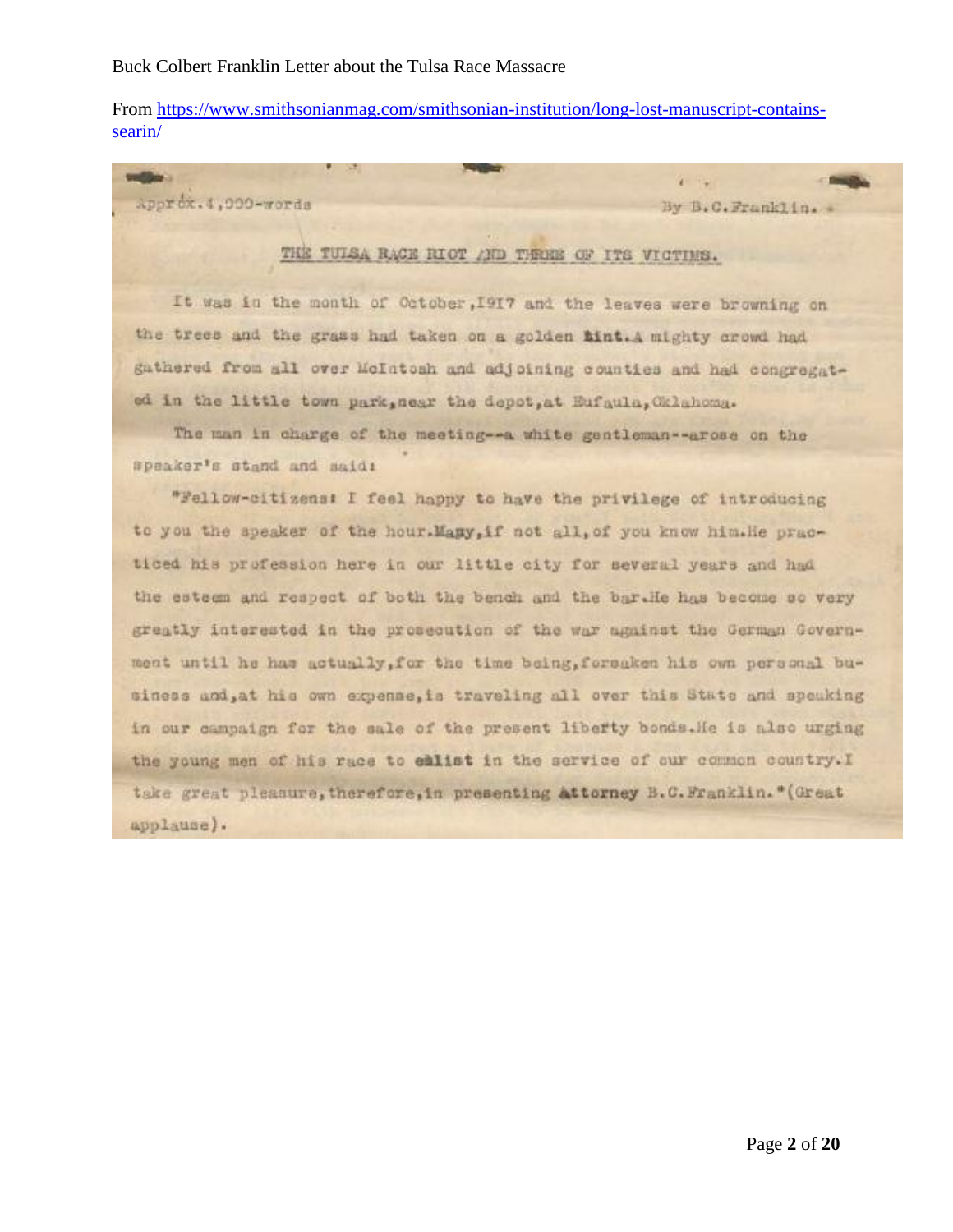Buck Colbert Franklin Letter about the Tulsa Race Massacre

From https://www.smithsonianmag.com/smithsonian-institution/long-lost-manuscript-contains-searin/

Approx.4,000-words

By B.C.Franklin.

THE TULSA RACE RIOT AND THREE OF ITS VICTIMS.

It was in the month of October,1917 and the leaves were browning on the trees and the grass had taken on a golden hint.A mighty crowd had gathered from all over McIntosh and adjoining counties and had congregated in the little town park,near the depot,at Eufaula,Oklahoma.

The man in charge of the meeting--a white gentleman--arose on the speaker's stand and said:

"Fellow-citizens! I feel happy to have the privilege of introducing to you the speaker of the hour.Many,if not all,of you know him.He practiced his profession here in our little city for several years and had the esteem and respect of both the bench and the bar.He has become so very greatly interested in the prosecution of the war against the German Government until he has actually,for the time being,forsaken his own personal business and,at his own expense,is traveling all over this State and speaking in our campaign for the sale of the present liberty bonds.He is also urging the young men of his race to enlist in the service of our common country.I take great pleasure,therefore,in presenting Attorney B.C.Franklin."(Great applause).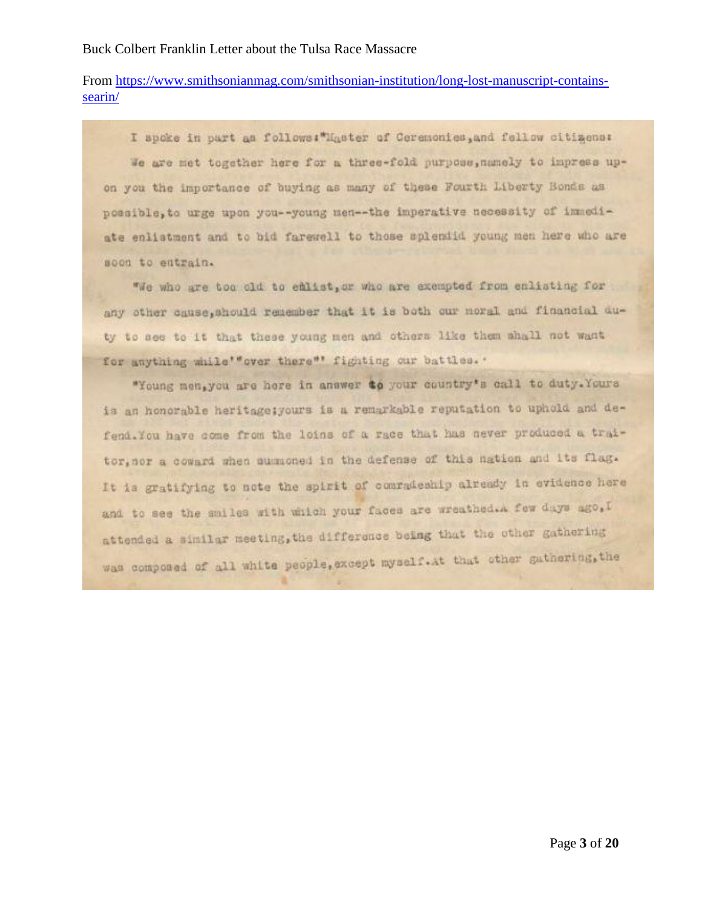Buck Colbert Franklin Letter about the Tulsa Race Massacre

From [https://www.smithsonianmag.com/smithsonian-institution/long-lost-manuscript-contains-searin/](https://www.smithsonianmag.com/smithsonian-institution/long-lost-manuscript-contains-searin/)

I spoke in part as follows:"Master of Ceremonies,and fellow citizens:

We are met together here for a three-fold purpose,namely to impress upon you the importance of buying as many of these Fourth Liberty Bonds as possible,to urge upon you--young men--the imperative necessity of immediate enlistment and to bid farewell to those splendid young men here who are soon to entrain.

"We who are too old to enlist,or who are exempted from enlisting for any other cause,should remember that it is both our moral and financial duty to see to it that these young men and others like them shall not want for anything while'"over there"' fighting our battles.'

"Young men,you are here in answer to your country's call to duty.Yours is an honorable heritage;yours is a remarkable reputation to uphold and defend.You have come from the loins of a race that has never produced a traitor,nor a coward when summoned in the defense of this nation and its flag. It is gratifying to note the spirit of comradeship already in evidence here and to see the smiles with which your faces are wreathed.A few days ago,I attended a similar meeting,the difference being that the other gathering was composed of all white people,except myself.At that other gathering,the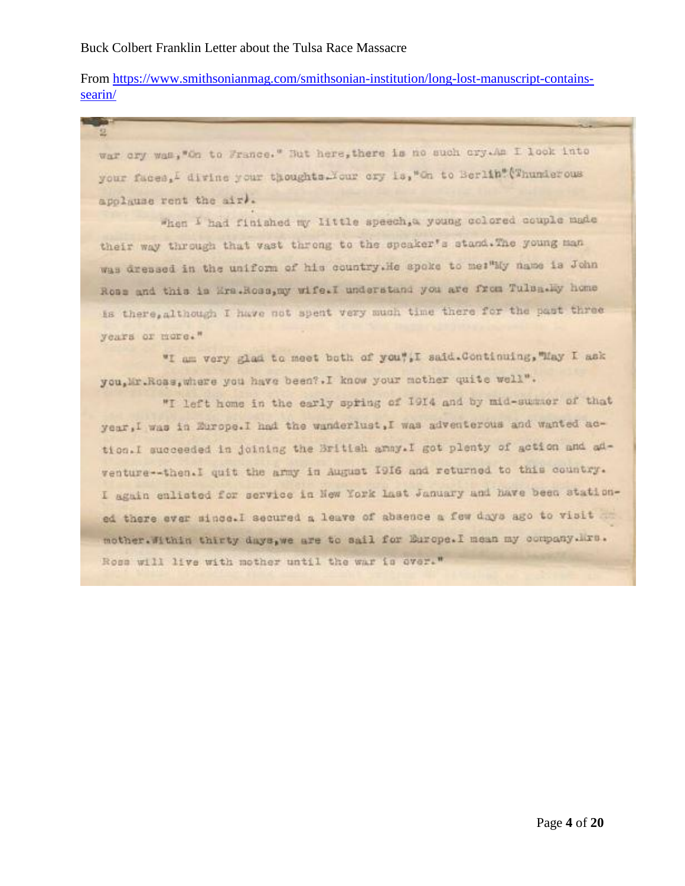Buck Colbert Franklin Letter about the Tulsa Race Massacre

From https://www.smithsonianmag.com/smithsonian-institution/long-lost-manuscript-contains-searin/

2

war cry was,"On to France." But here,there is no such cry.As I look into your faces,I divine your thoughts.Your cry is,"On to Berlin"(Thunderous applause rent the air).

When I had finished my little speech,a young colored couple made their way through that vast throng to the speaker's stand.The young man was dressed in the uniform of his country.He spoke to me:"My name is John Ross and this is Mrs.Ross,my wife.I understand you are from Tulsa.My home is there,although I have not spent very much time there for the past three years or more."

"I am very glad to meet both of you",I said.Continuing,"May I ask you,Mr.Ross,where you have been?.I know your mother quite well".

"I left home in the early spring of 1914 and by mid-summer of that year,I was in Europe.I had the wanderlust,I was adventerous and wanted action.I succeeded in joining the British army.I got plenty of action and adventure--then.I quit the army in August 1916 and returned to this country. I again enlisted for service in New York last January and have been stationed there ever since.I secured a leave of absence a few days ago to visit mother.Within thirty days,we are to sail for Europe.I mean my company.Mrs. Ross will live with mother until the war is over."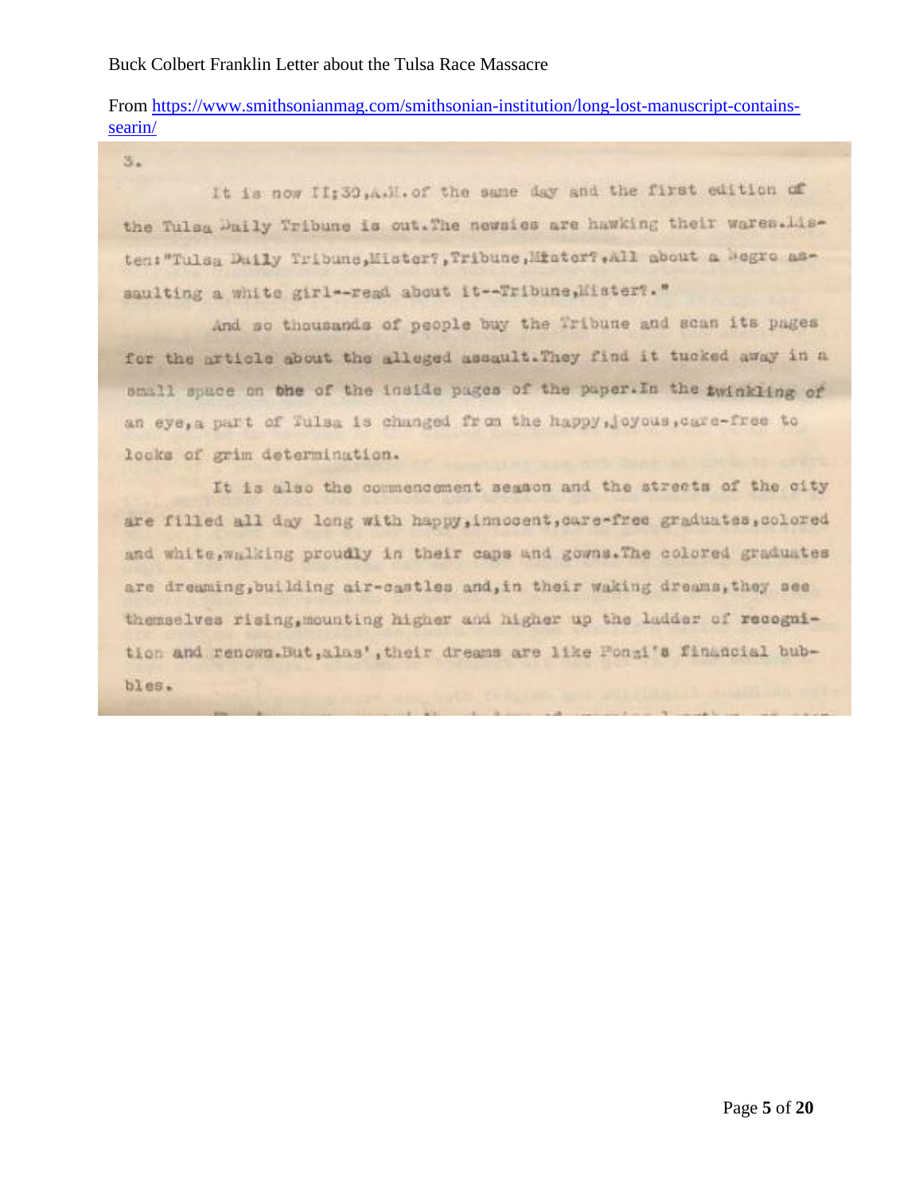Buck Colbert Franklin Letter about the Tulsa Race Massacre

From https://www.smithsonianmag.com/smithsonian-institution/long-lost-manuscript-contains-searin/

3.

It is now II;30,A.M. of the same day and the first edition of the Tulsa Daily Tribune is out. The newsies are hawking their wares. Listen: "Tulsa Daily Tribune, Mister?, Tribune, Mister?, All about a Negro assaulting a white girl--read about it--Tribune, Mister?."

And so thousands of people buy the Tribune and scan its pages for the article about the alleged assault. They find it tucked away in a small space on the of the inside pages of the paper. In the twinkling of an eye, a part of Tulsa is changed from the happy, joyous, care-free to looks of grim determination.

It is also the commencement season and the streets of the city are filled all day long with happy, innocent, care-free graduates, colored and white, walking proudly in their caps and gowns. The colored graduates are dreaming, building air-castles and, in their waking dreams, they see themselves rising, mounting higher and higher up the ladder of recognition and renown. But, alas', their dreams are like Ponzi's financial bubbles.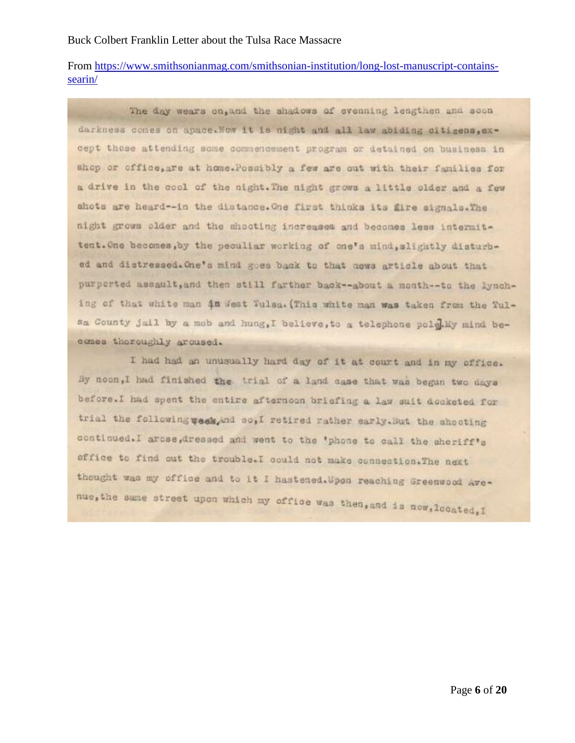Buck Colbert Franklin Letter about the Tulsa Race Massacre

From https://www.smithsonianmag.com/smithsonian-institution/long-lost-manuscript-contains-searin/

The day wears on,and the shadows of evening lengthen and soon darkness comes on apace.Now it is night and all law abiding citizens,except those attending some commencement program or detained on business in shop or office,are at home.Possibly a few are out with their families for a drive in the cool of the night.The night grows a little older and a few shots are heard--in the distance.One first thinks its fire signals.The night grows older and the shooting increases and becomes less intermittent.One becomes,by the peculiar working of one's mind,slightly disturbed and distressed.One's mind goes back to that news article about that purported assault,and then still farther back--about a month--to the lynching of that white man in West Tulsa.(This white man was taken from the Tulsa County jail by a mob and hung,I believe,to a telephone pole).My mind becomes thoroughly aroused.

I had had an unusually hard day of it at court and in my office. By noon,I had finished the trial of a land case that was begun two days before.I had spent the entire afternoon briefing a law suit docketed for trial the following week.And so,I retired rather early.But the shooting continued.I arose,dressed and went to the 'phone to call the sheriff's office to find out the trouble.I could not make connection.The next thought was my office and to it I hastened.Upon reaching Greenwood Avenue,the same street upon which my office was then,and is now,located,I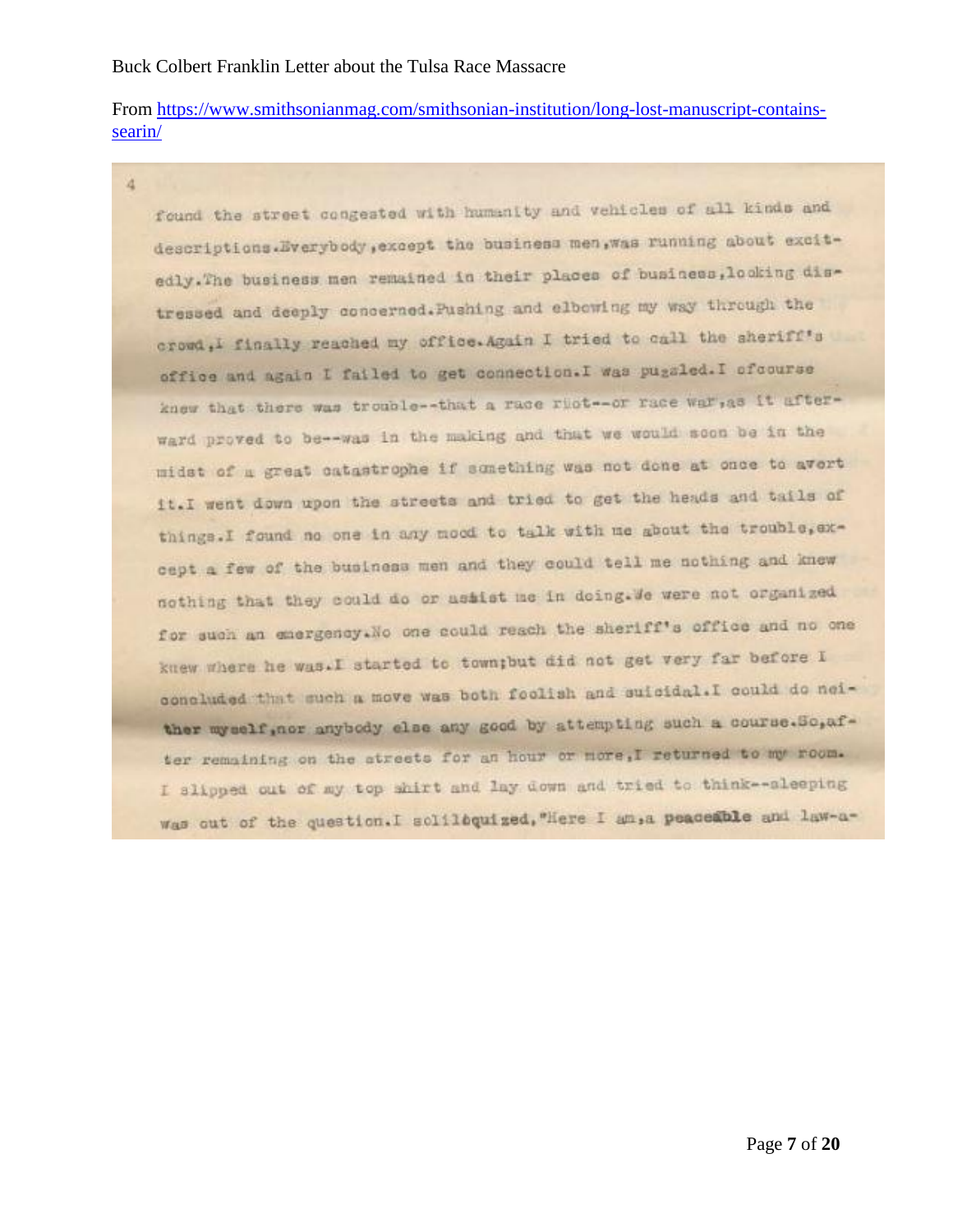Buck Colbert Franklin Letter about the Tulsa Race Massacre

From https://www.smithsonianmag.com/smithsonian-institution/long-lost-manuscript-contains-searin/

4

found the street congested with humanity and vehicles of all kinds and descriptions.Everybody,except the business men,was running about excitedly.The business men remained in their places of business,looking distressed and deeply concerned.Pushing and elbowing my way through the crowd,I finally reached my office.Again I tried to call the sheriff's office and again I failed to get connection.I was puzzled.I ofcourse knew that there was trouble--that a race riot--or race war,as it afterward proved to be--was in the making and that we would soon be in the midst of a great catastrophe if something was not done at once to avert it.I went down upon the streets and tried to get the heads and tails of things.I found no one in any mood to talk with me about the trouble,except a few of the business men and they could tell me nothing and knew nothing that they could do or assist me in doing.We were not organized for such an emergency.No one could reach the sheriff's office and no one knew where he was.I started to town;but did not get very far before I concluded that such a move was both foolish and suicidal.I could do neither myself,nor anybody else any good by attempting such a course.So,after remaining on the streets for an hour or more,I returned to my room. I slipped out of my top shirt and lay down and tried to think--sleeping was out of the question.I soliloquized,"Here I am,a peaceable and law-a-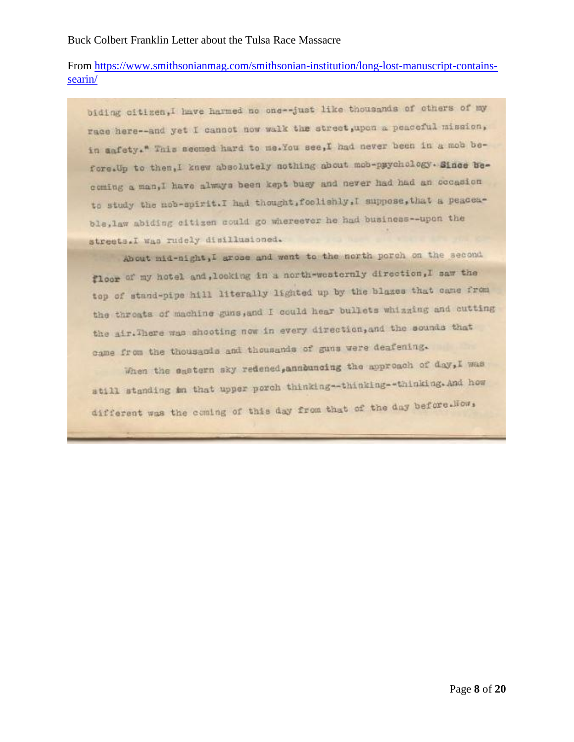Buck Colbert Franklin Letter about the Tulsa Race Massacre

From https://www.smithsonianmag.com/smithsonian-institution/long-lost-manuscript-contains-searin/

biding citizen,I have harmed no one--just like thousands of others of my race here--and yet I cannot now walk the street,upon a peaceful mission, in safety." This seemed hard to me.You see,I had never been in a mob before.Up to then,I knew absolutely nothing about mob-psychology. Since becoming a man,I have always been kept busy and never had had an occasion to study the mob-spirit.I had thought,foolishly,I suppose,that a peaceable,law abiding citizen could go whereever he had business--upon the streets.I was rudely disillusioned.

About mid-night,I arose and went to the north porch on the second floor of my hotel and,looking in a north-westernly direction,I saw the top of stand-pipe hill literally lighted up by the blazes that came from the throats of machine guns,and I could hear bullets whizzing and cutting the air.There was shooting now in every direction,and the sounds that came from the thousands and thousands of guns were deafening.

When the eastern sky redened,announcing the approach of day,I was still standing in that upper porch thinking--thinking--thinking.And how different was the coming of this day from that of the day before.Now,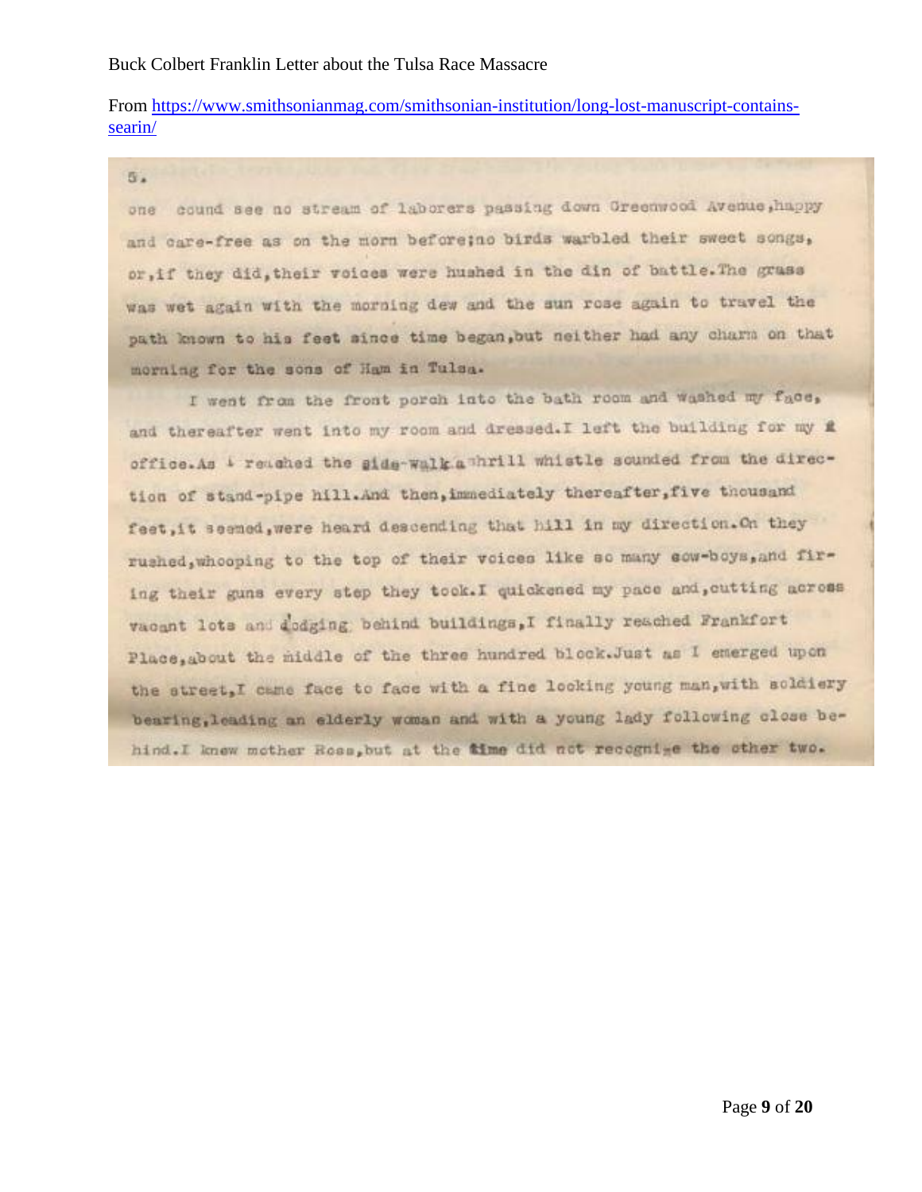Buck Colbert Franklin Letter about the Tulsa Race Massacre

From https://www.smithsonianmag.com/smithsonian-institution/long-lost-manuscript-contains-searin/

5.

one cound see no stream of laborers passing down Greenwood Avenue,happy and care-free as on the morn before;no birds warbled their sweet songs, or,if they did,their voices were hushed in the din of battle.The grass was wet again with the morning dew and the sun rose again to travel the path known to his feet since time began,but neither had any charm on that morning for the sons of Ham in Tulsa.

I went from the front porch into the bath room and washed my face, and thereafter went into my room and dressed.I left the building for my office.As I reached the side-walk a shrill whistle sounded from the direction of stand-pipe hill.And then,immediately thereafter,five thousand feet,it seemed,were heard descending that hill in my direction.On they rushed,whooping to the top of their voices like so many cow-boys,and firing their guns every step they took.I quickened my pace and,cutting across vacant lots and dodging behind buildings,I finally reached Frankfort Place,about the middle of the three hundred block.Just as I emerged upon the street,I came face to face with a fine looking young man,with soldiery bearing,leading an elderly woman and with a young lady following close behind.I knew mother Ross,but at the time did not recognize the other two.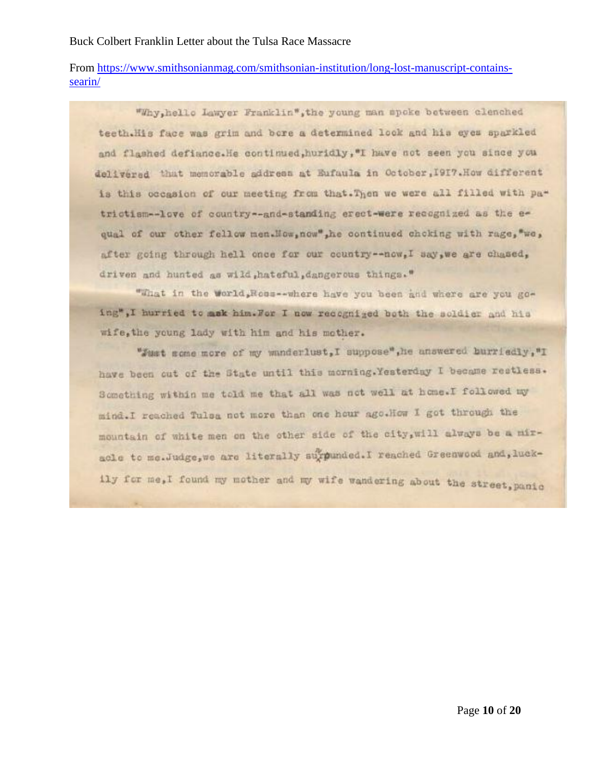Buck Colbert Franklin Letter about the Tulsa Race Massacre

From https://www.smithsonianmag.com/smithsonian-institution/long-lost-manuscript-contains-searin/

"Why,hello Lawyer Franklin",the young man spoke between clenched teeth.His face was grim and bore a determined look and his eyes sparkled and flashed defiance.He continued,huridly,"I have not seen you since you delivered that memorable address at Eufaula in October,1917.How different is this occasion of our meeting from that.Then we were all filled with patriotism--love of country--and-standing erect-were recognized as the equal of our other fellow men.Now,now",he continued choking with rage,"we, after going through hell once for our country--now,I say,we are chased, driven and hunted as wild,hateful,dangerous things."

"What in the World,Ross--where have you been and where are you going",I hurried to ask him.For I now recognized both the soldier and his wife,the young lady with him and his mother.

"Just some more of my wanderlust,I suppose",he answered hurriedly,"I have been out of the State until this morning.Yesterday I became restless. Something within me told me that all was not well at home.I followed my mind.I reached Tulsa not more than one hour ago.How I got through the mountain of white men on the other side of the city,will always be a miracle to me.Judge,we are literally surrounded.I reached Greenwood and,luckily for me,I found my mother and my wife wandering about the street,panic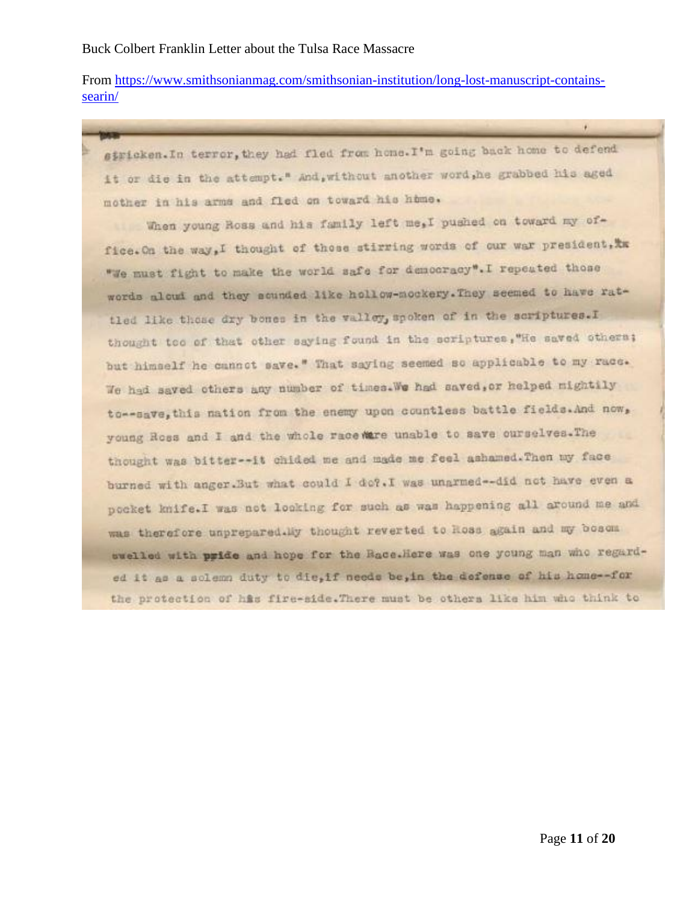Buck Colbert Franklin Letter about the Tulsa Race Massacre

From https://www.smithsonianmag.com/smithsonian-institution/long-lost-manuscript-contains-searin/

stricken.In terror,they had fled from home.I'm going back home to defend it or die in the attempt." And,without another word,he grabbed his aged mother in his arms and fled on toward his home.

When young Ross and his family left me,I pushed on toward my office.On the way,I thought of those stirring words of our war president, "We must fight to make the world safe for democracy".I repeated those words aloud and they sounded like hollow-mockery.They seemed to have rattled like those dry bones in the valley,spoken of in the scriptures.I thought too of that other saying found in the scriptures,"He saved others; but himself he cannot save." That saying seemed so applicable to my race. We had saved others any number of times.We had saved,or helped mightily to--save,this nation from the enemy upon countless battle fields.And now, young Ross and I and the whole race were unable to save ourselves.The thought was bitter--it chided me and made me feel ashamed.Then my face burned with anger.But what could I do?.I was unarmed--did not have even a pocket knife.I was not looking for such as was happening all around me and was therefore unprepared.My thought reverted to Ross again and my bosom swelled with pride and hope for the Race.Here was one young man who regarded it as a solemn duty to die,if needs be,in the defense of his home--for the protection of his fire-side.There must be others like him who think to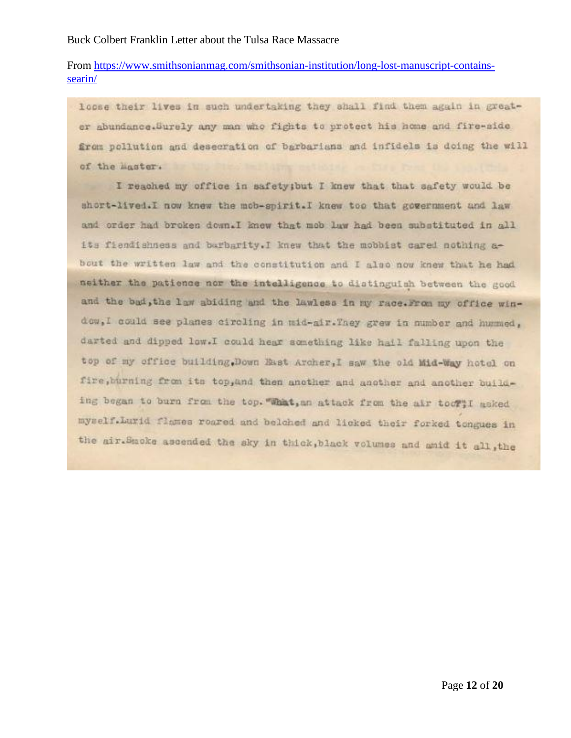Buck Colbert Franklin Letter about the Tulsa Race Massacre

From https://www.smithsonianmag.com/smithsonian-institution/long-lost-manuscript-contains-searin/

loose their lives in such undertaking they shall find them again in greater abundance.Surely any man who fights to protect his home and fire-side from pollution and desecration of barbarians and infidels is doing the will of the Master.

I reached my office in safety;but I knew that that safety would be short-lived.I now knew the mob-spirit.I knew too that government and law and order had broken down.I knew that mob law had been substituted in all its fiendishness and barbarity.I knew that the mobbist cared nothing about the written law and the constitution and I also now knew that he had neither the patience nor the intelligence to distinguish between the good and the bad,the law abiding and the lawless in my race.From my office window,I could see planes circling in mid-air.They grew in number and hummed, darted and dipped low.I could hear something like hail falling upon the top of my office building.Down East Archer,I saw the old Mid-Way hotel on fire,burning from its top,and then another and another and another building began to burn from the top."What,an attack from the air too?"I asked myself.Lurid flames roared and belched and licked their forked tongues in the air.Smoke ascended the sky in thick,black volumes and amid it all,the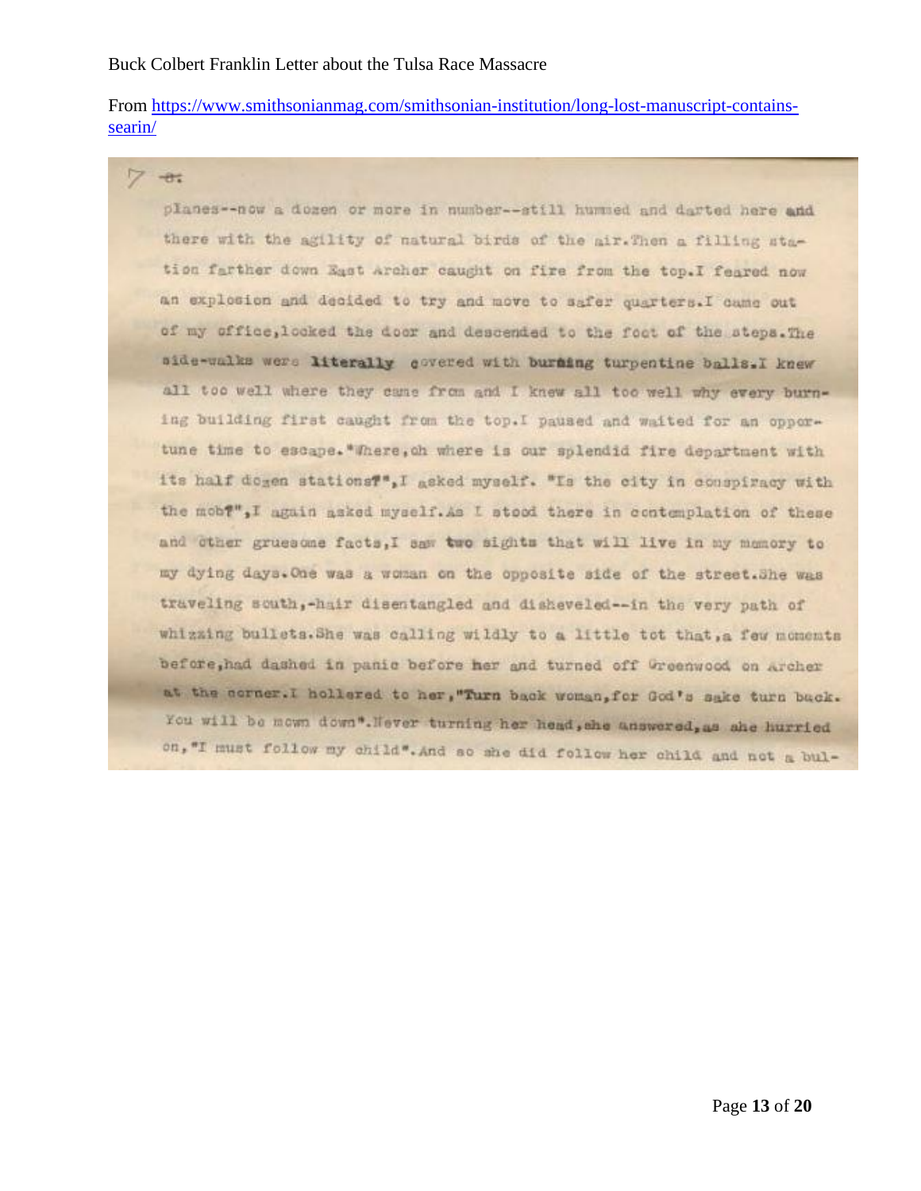Buck Colbert Franklin Letter about the Tulsa Race Massacre

From https://www.smithsonianmag.com/smithsonian-institution/long-lost-manuscript-contains-searin/

7 -8-

planes--now a dozen or more in number--still hummed and darted here and there with the agility of natural birds of the air.Then a filling station farther down East Archer caught on fire from the top.I feared now an explosion and decided to try and move to safer quarters.I came out of my office,locked the door and descended to the foot of the steps.The side-walks were **literally** covered with **burning** turpentine balls.I knew all too well where they came from and I knew all too well why every burning building first caught from the top.I paused and waited for an opportune time to escape."Where,oh where is our splendid fire department with its half dozen stations?",I asked myself. "Is the city in conspiracy with the mob?",I again asked myself.As I stood there in contemplation of these and other gruesome facts,I saw **two** sights that will live in my memory to my dying days.One was a woman on the opposite side of the street.She was traveling south,-hair disentangled and disheveled--in the very path of whizzing bullets.She was calling wildly to a little tot that,a few moments before,had dashed in panic before **her** and turned off Greenwood on Archer at the corner.I hollered to her,"**Turn** back woman,for God's sake turn back. You will be mown down".Never turning her head,she answered,as she hurried on,"I must follow my child".And so she did follow her child and not a bul-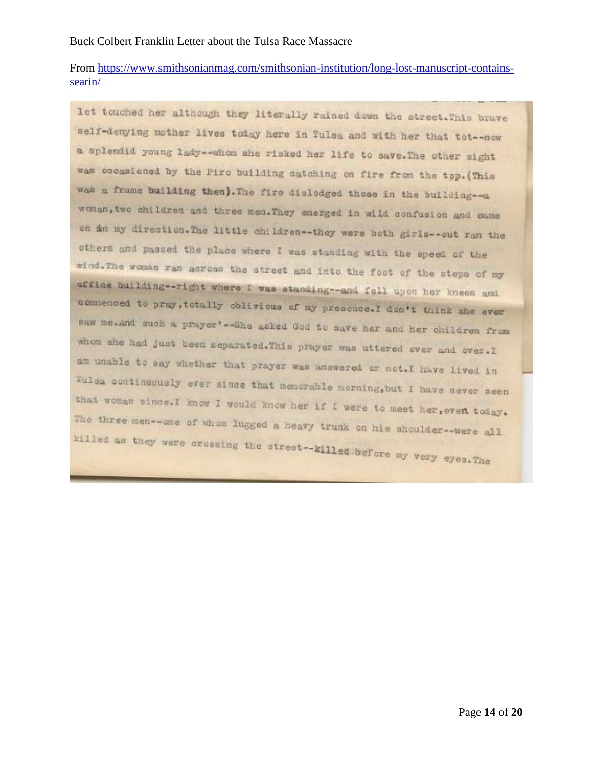Buck Colbert Franklin Letter about the Tulsa Race Massacre

From https://www.smithsonianmag.com/smithsonian-institution/long-lost-manuscript-contains-searin/

let touched her although they literally rained down the street.This brave self-denying mother lives today here in Tulsa and with her that tot--now a splendid young lady--whom she risked her life to save.The other sight was occasioned by the Piro building catching on fire from the top.(This was a frame building then).The fire dislodged those in the building--a woman,two children and three men.They emerged in wild confusion and came on in my direction.The little children--they were both girls--out ran the others and passed the place where I was standing with the speed of the wind.The woman ran across the street and into the foot of the steps of my office building--right where I was standing--and fell upon her knees and commenced to pray,totally oblivious of my presence.I don't think she ever saw me.And such a prayer'--She asked God to save her and her children from whom she had just been separated.This prayer was uttered over and over.I am unable to say whether that prayer was answered or not.I have lived in Tulsa continuously ever since that memorable morning,but I have never seen that woman since.I know I would know her if I were to meet her,even today. The three men--one of whom lugged a heavy trunk on his shoulder--were all killed as they were crossing the street--killed before my very eyes.The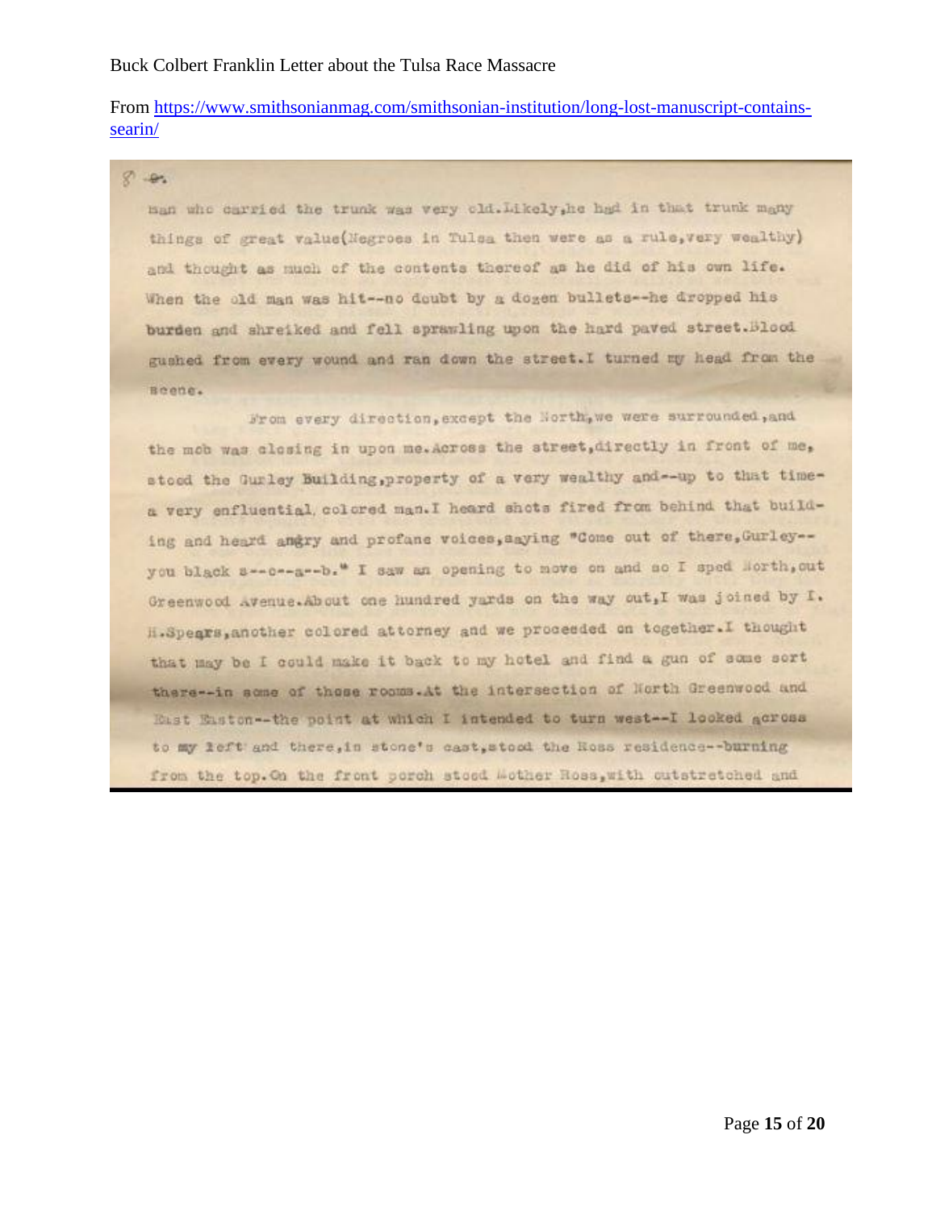Buck Colbert Franklin Letter about the Tulsa Race Massacre

From https://www.smithsonianmag.com/smithsonian-institution/long-lost-manuscript-contains-searin/

8-

man who carried the trunk was very old.Likely,he had in that trunk many things of great value(Negroes in Tulsa then were as a rule,very wealthy) and thought as much of the contents thereof as he did of his own life. When the old man was hit--no doubt by a dozen bullets--he dropped his burden and shreiked and fell sprawling upon the hard paved street.Blood gushed from every wound and ran down the street.I turned my head from the scene.

From every direction,except the North,we were surrounded,and the mob was closing in upon me.Across the street,directly in front of me, stood the Gurley Building,property of a very wealthy and--up to that time-a very enfluential, colored man.I heard shots fired from behind that building and heard angry and profane voices,saying "Come out of there,Gurley--you black s--o--a--b." I saw an opening to move on and so I sped North,out Greenwood Avenue.About one hundred yards on the way out,I was joined by I. H.Spears,another colored attorney and we proceeded on together.I thought that may be I could make it back to my hotel and find a gun of some sort there--in some of those rooms.At the intersection of North Greenwood and East Easton--the point at which I intended to turn west--I looked across to my left and there,in stone's cast,stood the Ross residence--burning from the top.On the front porch stood Mother Ross,with outstretched and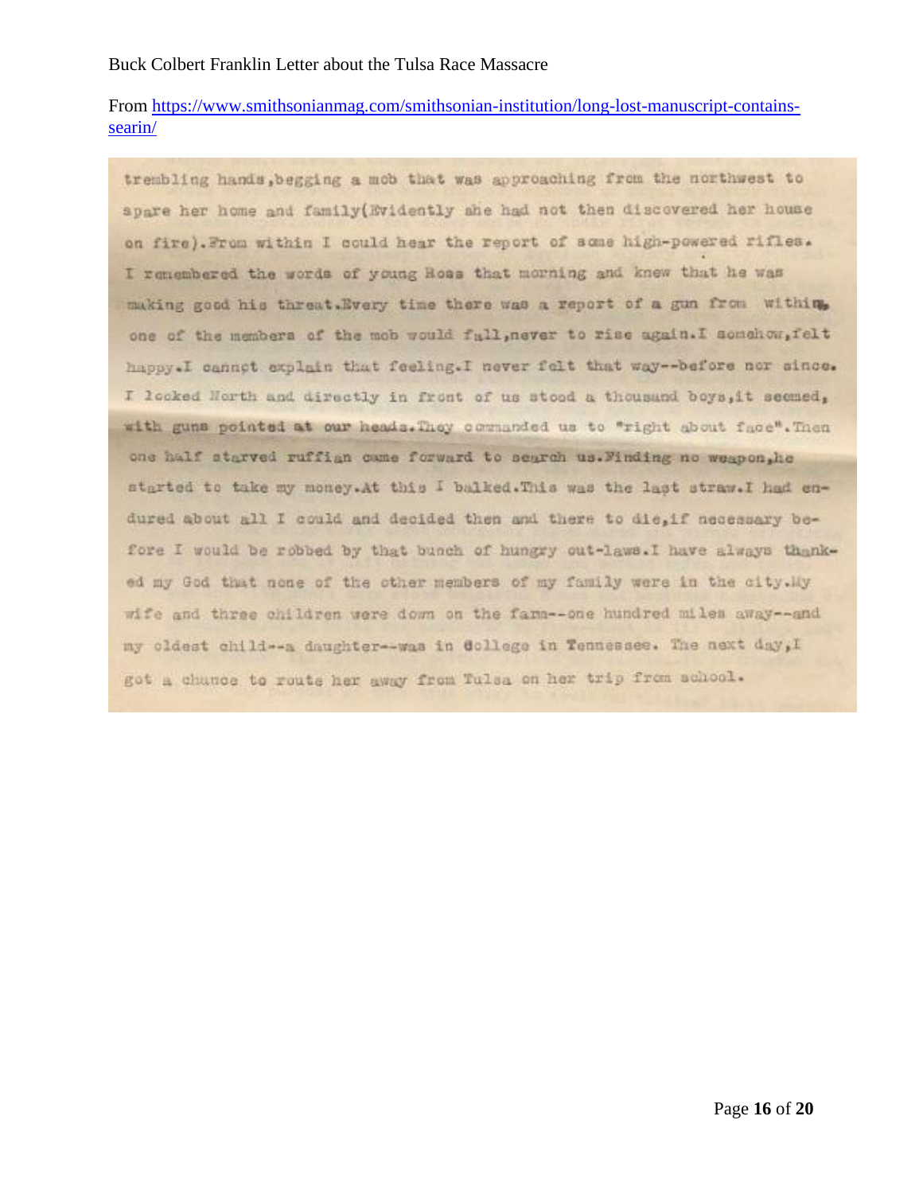Buck Colbert Franklin Letter about the Tulsa Race Massacre

From https://www.smithsonianmag.com/smithsonian-institution/long-lost-manuscript-contains-searin/

trembling hands,begging a mob that was approaching from the northwest to spare her home and family(Evidently she had not then discovered her house on fire).From within I could hear the report of some high-powered rifles. I remembered the words of young Ross that morning and knew that he was making good his threat.Every time there was a report of a gun from within, one of the members of the mob would fall,never to rise again.I somehow,felt happy.I cannot explain that feeling.I never felt that way--before nor since. I looked North and directly in front of us stood a thousand boys,it seemed, with guns pointed at our heads.They commanded us to "right about face".Then one half starved ruffian came forward to search us.Finding no weapon,he started to take my money.At this I balked.This was the last straw.I had endured about all I could and decided then and there to die,if necessary before I would be robbed by that bunch of hungry out-laws.I have always thanked my God that none of the other members of my family were in the city.My wife and three children were down on the farm--one hundred miles away--and my oldest child--a daughter--was in College in Tennessee. The next day,I got a chance to route her away from Tulsa on her trip from school.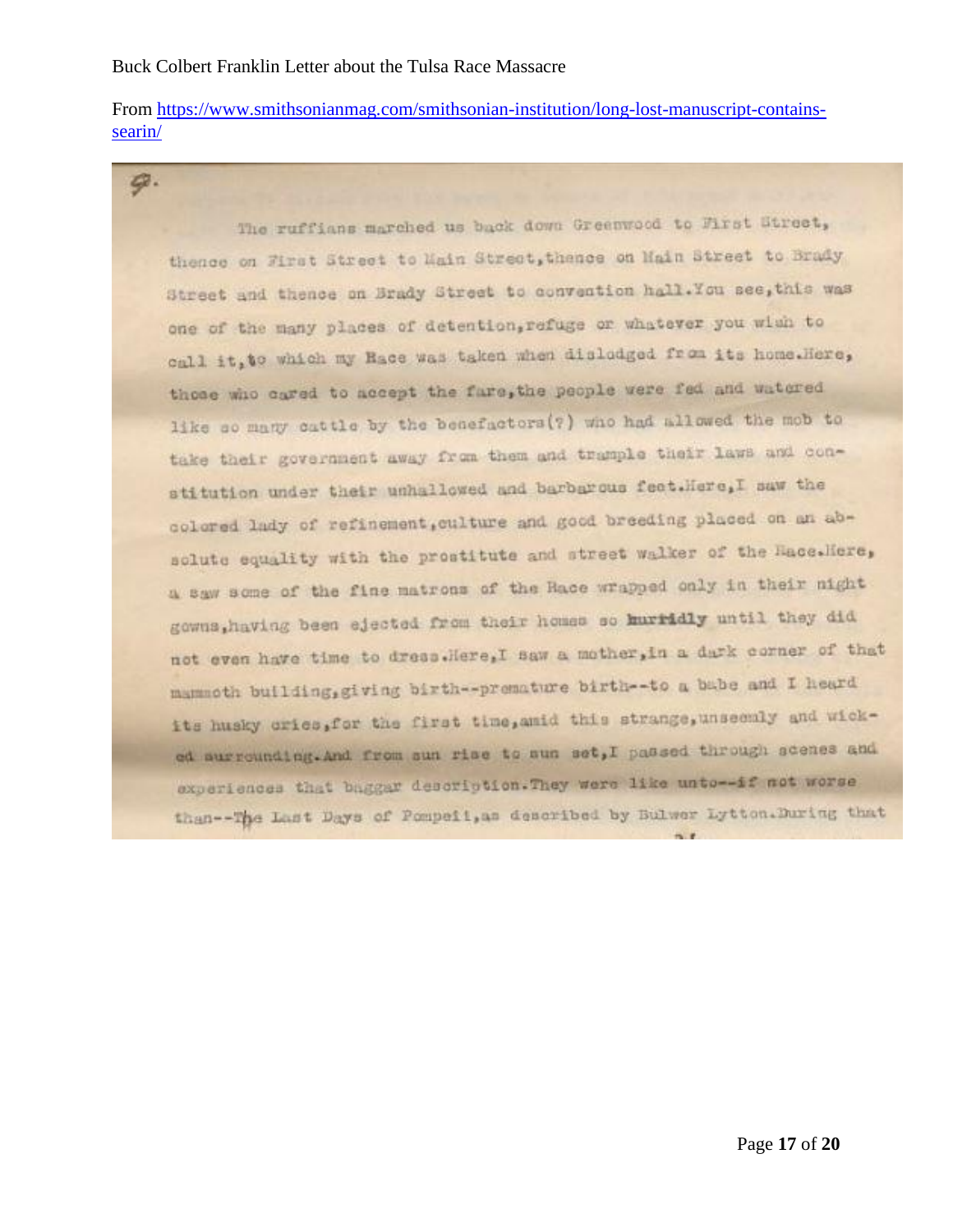Buck Colbert Franklin Letter about the Tulsa Race Massacre

From https://www.smithsonianmag.com/smithsonian-institution/long-lost-manuscript-contains-searin/

9.

The ruffians marched us back down Greenwood to First Street, thence on First Street to Main Street, thence on Main Street to Brady Street and thence on Brady Street to convention hall. You see, this was one of the many places of detention, refuge or whatever you wish to call it, to which my Race was taken when dislodged from its home. Here, those who cared to accept the fare, the people were fed and watered like so many cattle by the benefactors(?) who had allowed the mob to take their government away from them and trample their laws and constitution under their unhallowed and barbarous feet. Here, I saw the colored lady of refinement, culture and good breeding placed on an absolute equality with the prostitute and street walker of the Race. Here, a saw some of the fine matrons of the Race wrapped only in their night gowns, having been ejected from their homes so hurridly until they did not even have time to dress. Here, I saw a mother, in a dark corner of that mammoth building, giving birth--premature birth--to a babe and I heard its husky cries, for the first time, amid this strange, unseemly and wicked surrounding. And from sun rise to sun set, I passed through scenes and experiences that baggar description. They were like unto--if not worse than--The Last Days of Pompeii, as described by Bulwer Lytton. During that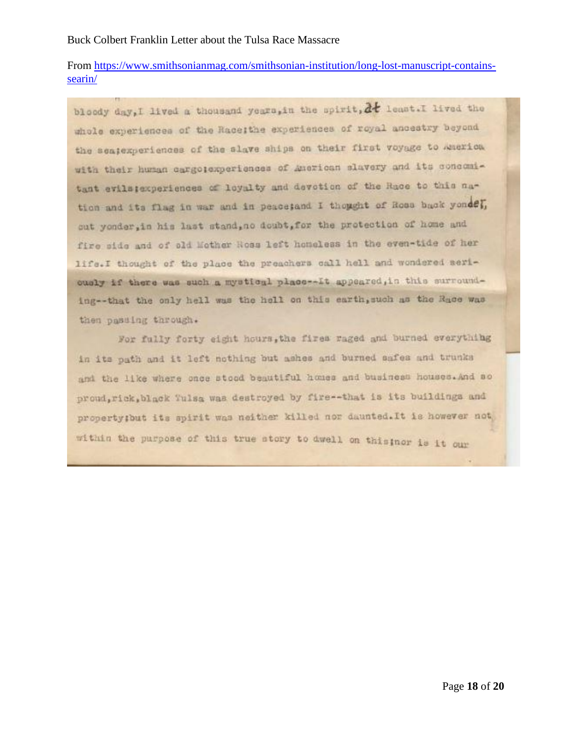Buck Colbert Franklin Letter about the Tulsa Race Massacre

From https://www.smithsonianmag.com/smithsonian-institution/long-lost-manuscript-contains-searin/

bloody day,I lived a thousand years,in the spirit,at least.I lived the whole experiences of the Race;the experiences of royal ancestry beyond the sea;experiences of the slave ships on their first voyage to America with their human cargo;experiences of American slavery and its concomitant evils;experiences of loyalty and devotion of the Race to this nation and its flag in war and in peace;and I thought of Ross back yonder, out yonder,in his last stand,no doubt,for the protection of home and fire side and of old Mother Ross left homeless in the even-tide of her life.I thought of the place the preachers call hell and wondered seriously if there was such a mystical place--It appeared,in this surrounding--that the only hell was the hell on this earth,such as the Race was then passing through.

For fully forty eight hours,the fires raged and burned everything in its path and it left nothing but ashes and burned safes and trunks and the like where once stood beautiful homes and business houses.And so proud,rick,black Tulsa was destroyed by fire--that is its buildings and property;but its spirit was neither killed nor daunted.It is however not within the purpose of this true story to dwell on this;nor is it our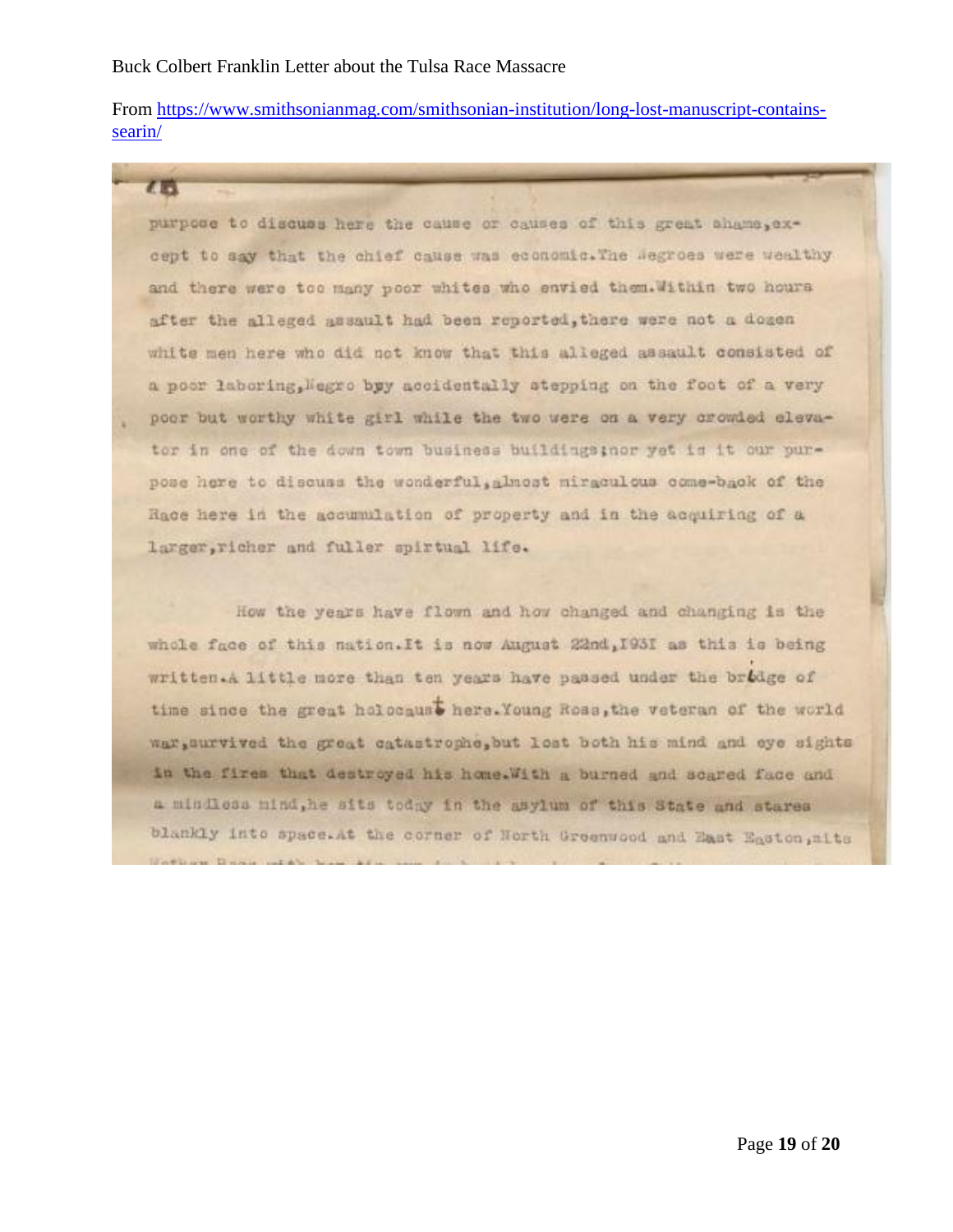Buck Colbert Franklin Letter about the Tulsa Race Massacre

From https://www.smithsonianmag.com/smithsonian-institution/long-lost-manuscript-contains-searin/

purpose to discuss here the cause or causes of this great shame,except to say that the chief cause was economic.The Negroes were wealthy and there were too many poor whites who envied them.Within two hours after the alleged assault had been reported,there were not a dozen white men here who did not know that this alleged assault consisted of a poor laboring,Negro bpy accidentally stepping on the foot of a very poor but worthy white girl while the two were on a very crowded elevator in one of the down town business buildings;nor yet is it our purpose here to discuss the wonderful,almost miraculous come-back of the Race here in the accumulation of property and in the acquiring of a larger,richer and fuller spirtual life.

How the years have flown and how changed and changing is the whole face of this nation.It is now August 22nd,1931 as this is being written.A little more than ten years have passed under the bridge of time since the great holocaust here.Young Ross,the veteran of the world war,survived the great catastrophe,but lost both his mind and eye sights in the fires that destroyed his home.With a burned and scared face and a mindless mind,he sits today in the asylum of this State and stares blankly into space.At the corner of North Greenwood and East Easton,sits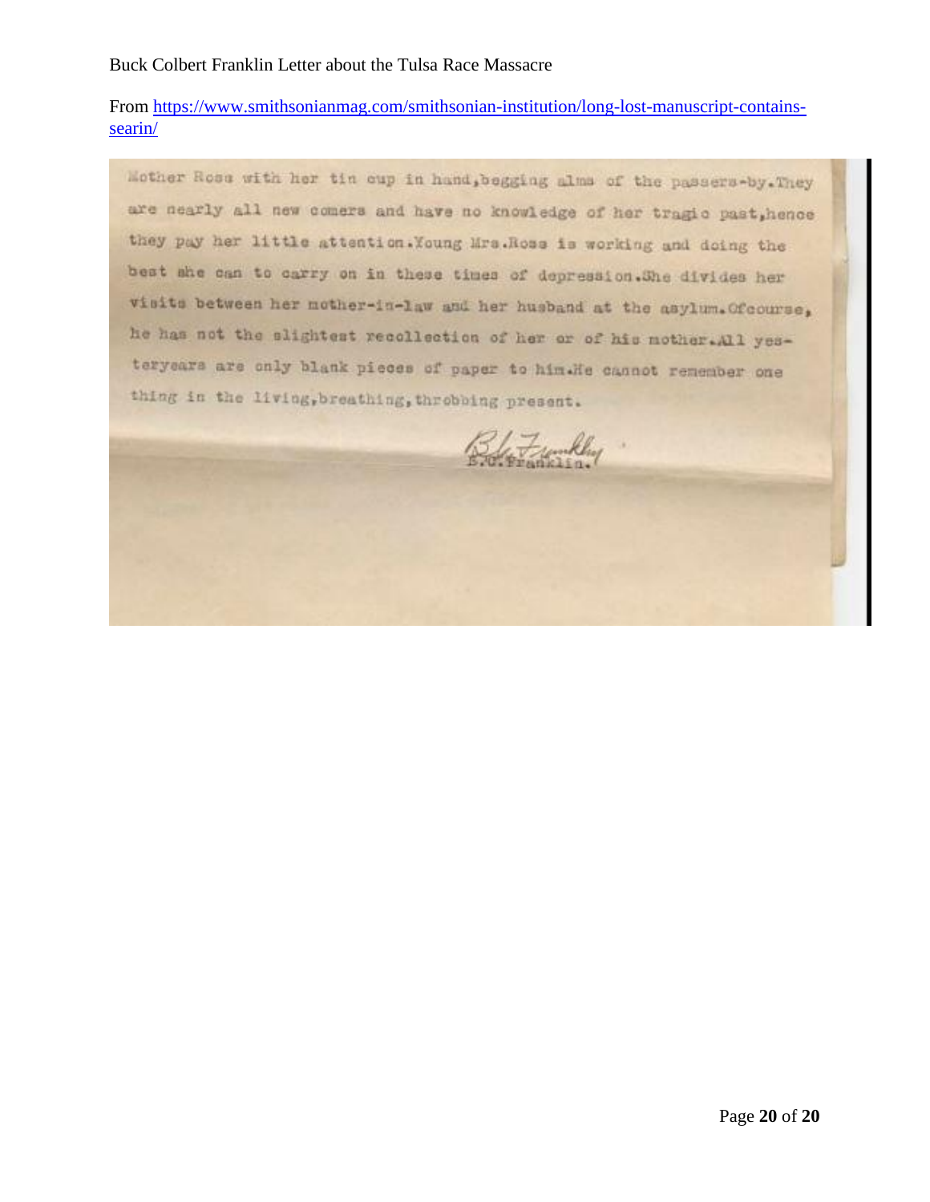Buck Colbert Franklin Letter about the Tulsa Race Massacre

From https://www.smithsonianmag.com/smithsonian-institution/long-lost-manuscript-contains-searin/

Mother Ross with her tin cup in hand,begging alms of the passers-by.They are nearly all new comers and have no knowledge of her tragic past,hence they pay her little attention.Young Mrs.Ross is working and doing the best she can to carry on in these times of depression.She divides her visits between her mother-in-law and her husband at the asylum.Ofcourse, he has not the slightest recollection of her or of his mother.All yesteryears are only blank pieces of paper to him.He cannot remember one thing in the living,breathing,throbbing present.

B.C.Franklin.